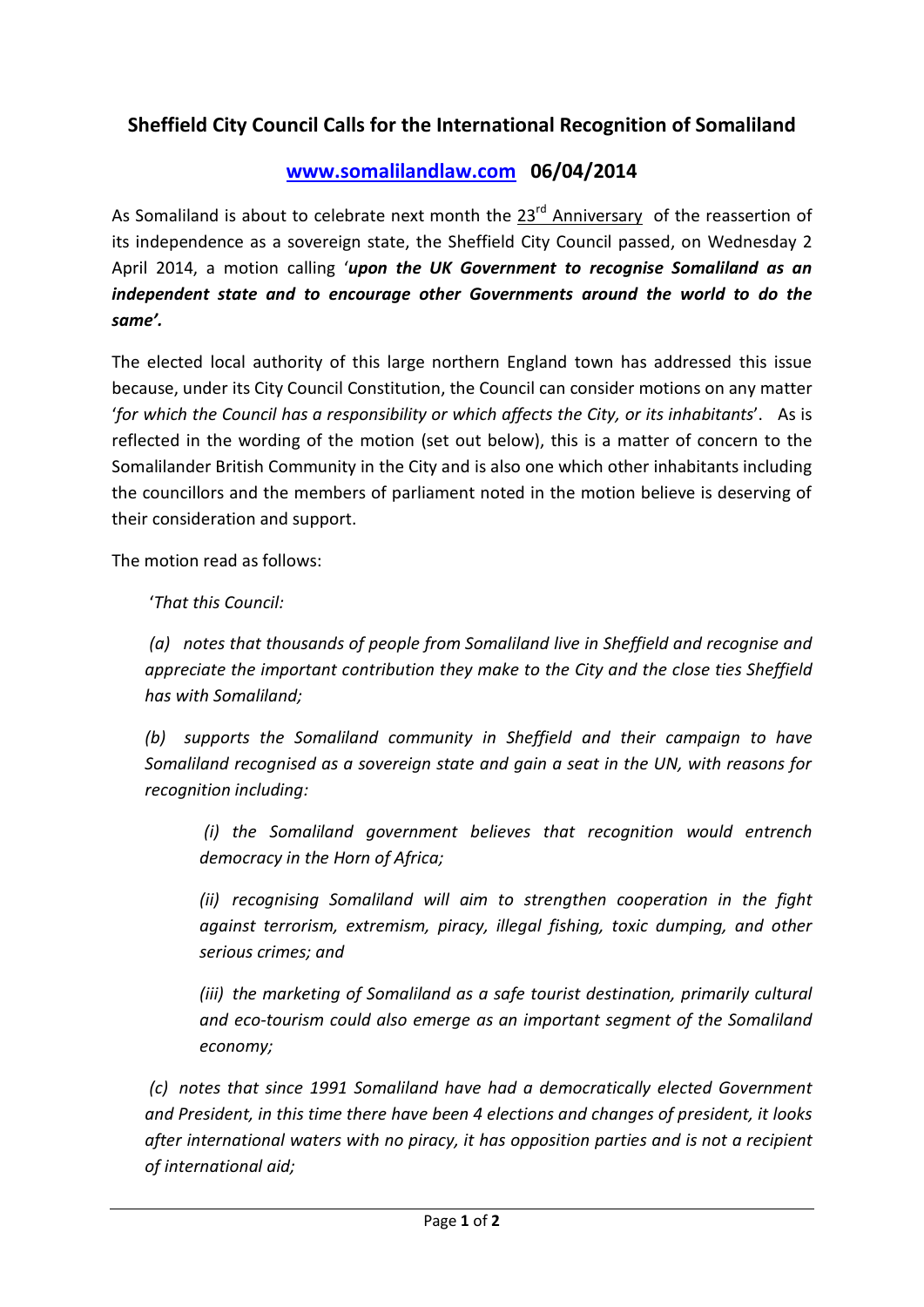# Sheffield City Council Calls for the International Recognition of Somaliland

## www.somalilandlaw.com **06/04/2014**

As Somaliland is about to celebrate next month the 23rd Anniversary of the reassertion of its independence as a sovereign state, the Sheffield City Council passed, on Wednesday 2 April 2014, a motion calling '***upon the UK Government to recognise Somaliland as an independent state and to encourage other Governments around the world to do the same'.***

The elected local authority of this large northern England town has addressed this issue because, under its City Council Constitution, the Council can consider motions on any matter '*for which the Council has a responsibility or which affects the City, or its inhabitants*'. As is reflected in the wording of the motion (set out below), this is a matter of concern to the Somalilander British Community in the City and is also one which other inhabitants including the councillors and the members of parliament noted in the motion believe is deserving of their consideration and support.

The motion read as follows:

'*That this Council:*

*(a) notes that thousands of people from Somaliland live in Sheffield and recognise and appreciate the important contribution they make to the City and the close ties Sheffield has with Somaliland;*

*(b) supports the Somaliland community in Sheffield and their campaign to have Somaliland recognised as a sovereign state and gain a seat in the UN, with reasons for recognition including:*

> *(i) the Somaliland government believes that recognition would entrench democracy in the Horn of Africa;*
>
> *(ii) recognising Somaliland will aim to strengthen cooperation in the fight against terrorism, extremism, piracy, illegal fishing, toxic dumping, and other serious crimes; and*
>
> *(iii) the marketing of Somaliland as a safe tourist destination, primarily cultural and eco-tourism could also emerge as an important segment of the Somaliland economy;*

*(c) notes that since 1991 Somaliland have had a democratically elected Government and President, in this time there have been 4 elections and changes of president, it looks after international waters with no piracy, it has opposition parties and is not a recipient of international aid;*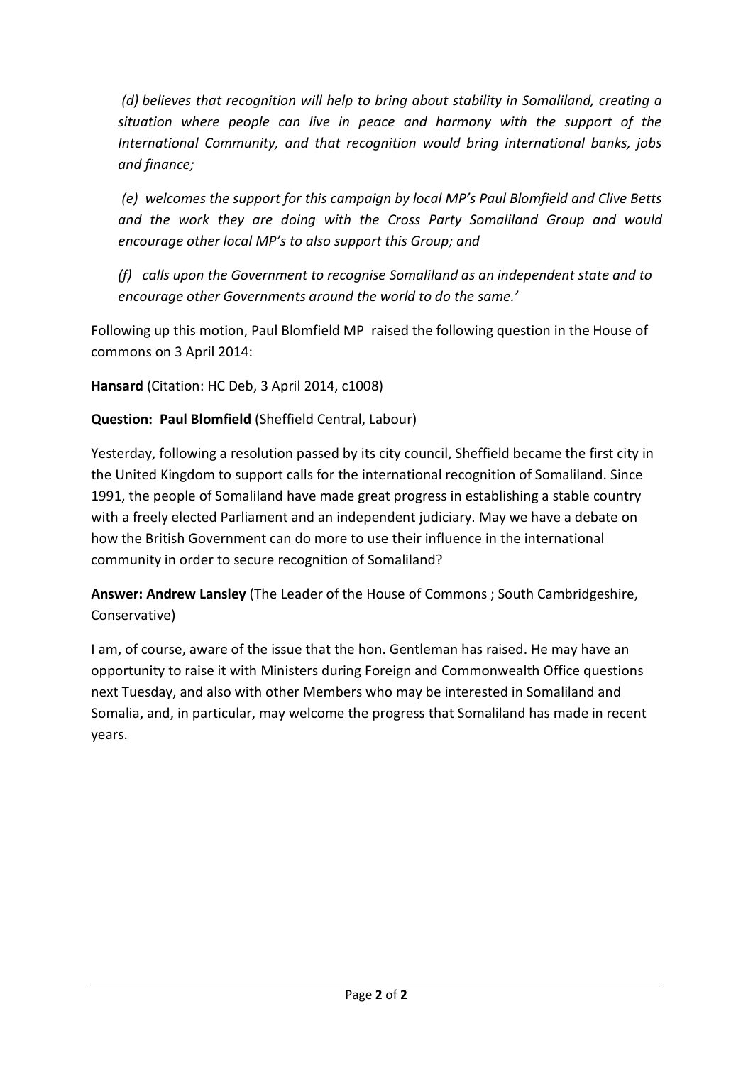*(d) believes that recognition will help to bring about stability in Somaliland, creating a situation where people can live in peace and harmony with the support of the International Community, and that recognition would bring international banks, jobs and finance;*

*(e) welcomes the support for this campaign by local MP's Paul Blomfield and Clive Betts and the work they are doing with the Cross Party Somaliland Group and would encourage other local MP's to also support this Group; and*

*(f) calls upon the Government to recognise Somaliland as an independent state and to encourage other Governments around the world to do the same.'*

Following up this motion, Paul Blomfield MP raised the following question in the House of commons on 3 April 2014:

**Hansard** (Citation: HC Deb, 3 April 2014, c1008)

**Question: Paul Blomfield** (Sheffield Central, Labour)

Yesterday, following a resolution passed by its city council, Sheffield became the first city in the United Kingdom to support calls for the international recognition of Somaliland. Since 1991, the people of Somaliland have made great progress in establishing a stable country with a freely elected Parliament and an independent judiciary. May we have a debate on how the British Government can do more to use their influence in the international community in order to secure recognition of Somaliland?

**Answer: Andrew Lansley** (The Leader of the House of Commons ; South Cambridgeshire, Conservative)

I am, of course, aware of the issue that the hon. Gentleman has raised. He may have an opportunity to raise it with Ministers during Foreign and Commonwealth Office questions next Tuesday, and also with other Members who may be interested in Somaliland and Somalia, and, in particular, may welcome the progress that Somaliland has made in recent years.